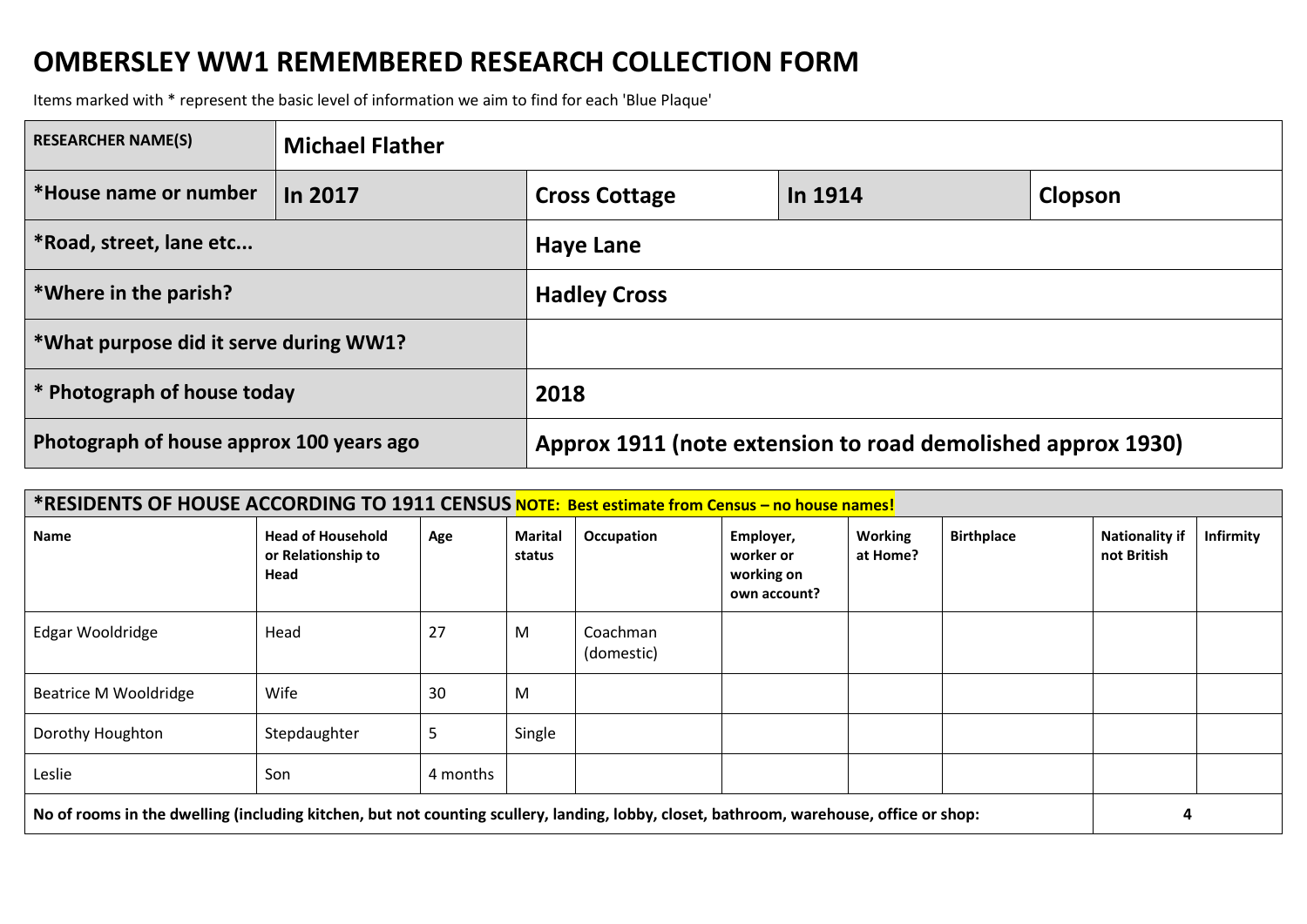# OMBERSLEY WW1 REMEMBERED RESEARCH COLLECTION FORM

Items marked with * represent the basic level of information we aim to find for each 'Blue Plaque'

| RESEARCHER NAME(S) | Michael Flather | | | |
|---|---|---|---|---|
| *House name or number | In 2017 | Cross Cottage | In 1914 | Clopson |
| *Road, street, lane etc... | | Haye Lane | | |
| *Where in the parish? | | Hadley Cross | | |
| *What purpose did it serve during WW1? | | | | |
| * Photograph of house today | | 2018 | | |
| Photograph of house approx 100 years ago | | Approx 1911 (note extension to road demolished approx 1930) | | |

| *RESIDENTS OF HOUSE ACCORDING TO 1911 CENSUS NOTE: Best estimate from Census – no house names! | | | | | | | | | |
|---|---|---|---|---|---|---|---|---|---|
| Name | Head of Household or Relationship to Head | Age | Marital status | Occupation | Employer, worker or working on own account? | Working at Home? | Birthplace | Nationality if not British | Infirmity |
| Edgar Wooldridge | Head | 27 | M | Coachman (domestic) | | | | | |
| Beatrice M Wooldridge | Wife | 30 | M | | | | | | |
| Dorothy Houghton | Stepdaughter | 5 | Single | | | | | | |
| Leslie | Son | 4 months | | | | | | | |
| No of rooms in the dwelling (including kitchen, but not counting scullery, landing, lobby, closet, bathroom, warehouse, office or shop: | | | | | | | | 4 | |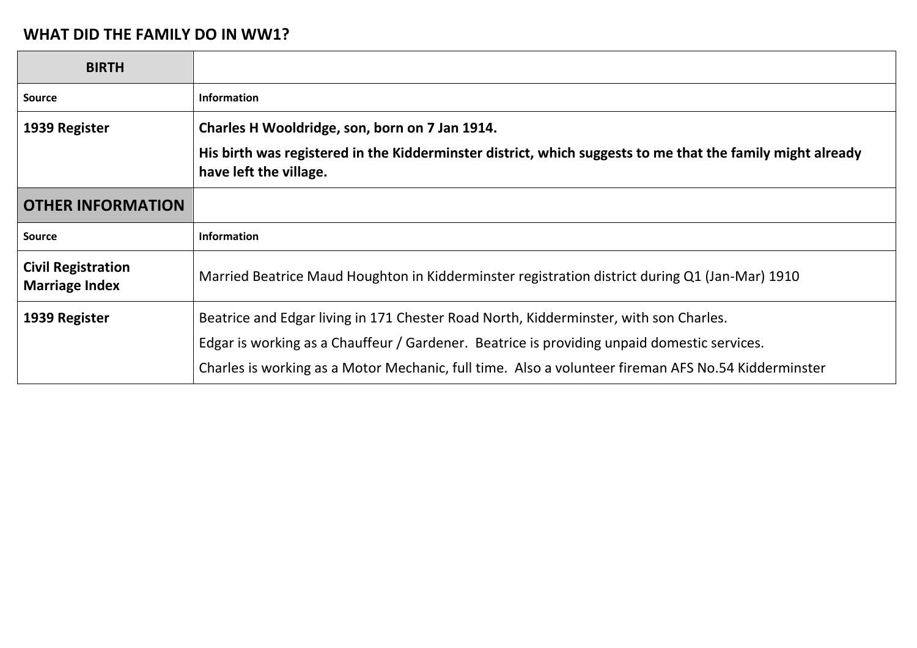## WHAT DID THE FAMILY DO IN WW1?

| **BIRTH** | |
|---|---|
| **Source** | **Information** |
| **1939 Register** | **Charles H Wooldridge, son, born on 7 Jan 1914.**<br>**His birth was registered in the Kidderminster district, which suggests to me that the family might already have left the village.** |
| **OTHER INFORMATION** | |
| **Source** | **Information** |
| **Civil Registration Marriage Index** | Married Beatrice Maud Houghton in Kidderminster registration district during Q1 (Jan-Mar) 1910 |
| **1939 Register** | Beatrice and Edgar living in 171 Chester Road North, Kidderminster, with son Charles.<br>Edgar is working as a Chauffeur / Gardener. Beatrice is providing unpaid domestic services.<br>Charles is working as a Motor Mechanic, full time. Also a volunteer fireman AFS No.54 Kidderminster |